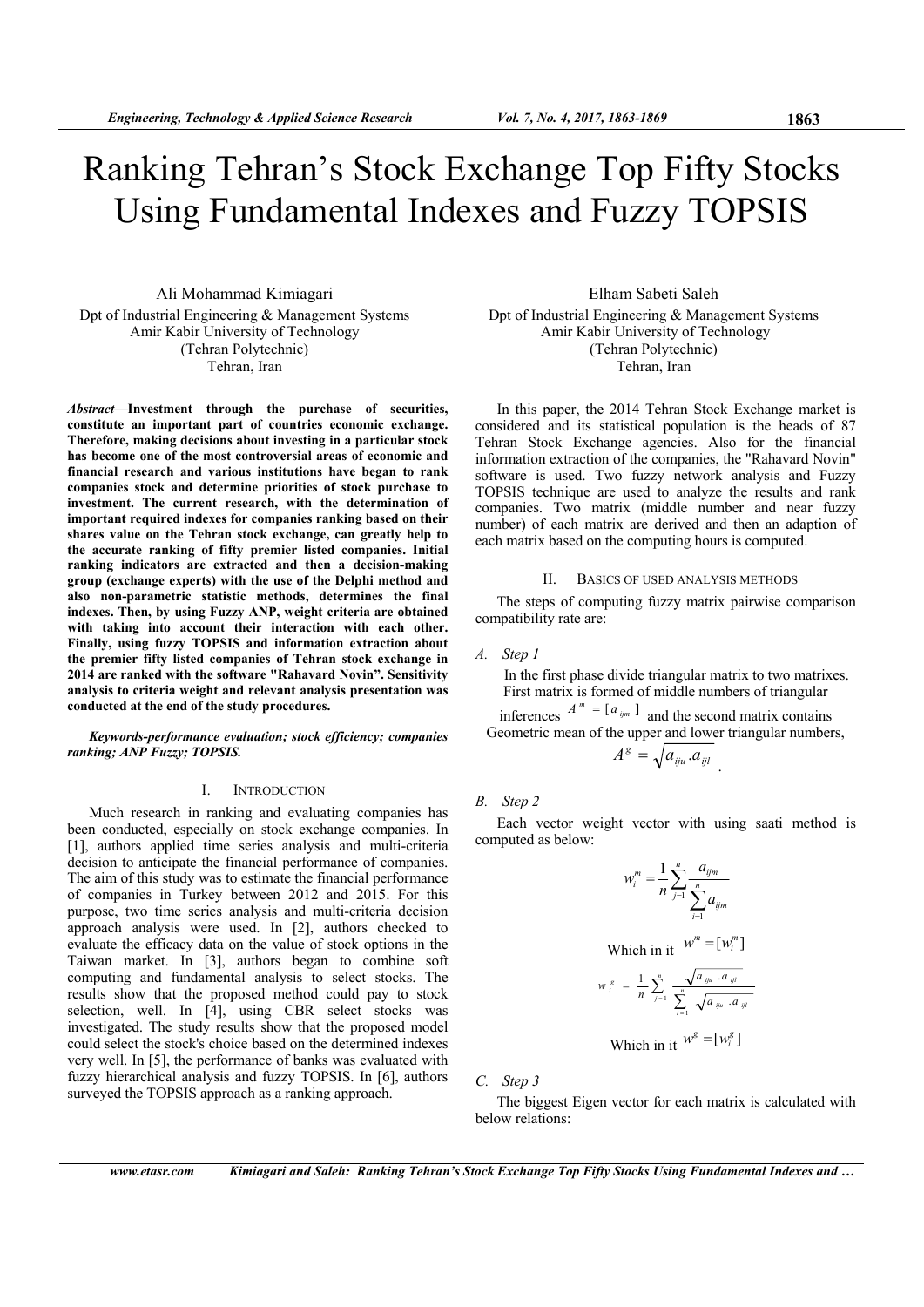# Ranking Tehran's Stock Exchange Top Fifty Stocks Using Fundamental Indexes and Fuzzy TOPSIS

Ali Mohammad Kimiagari
Dpt of Industrial Engineering & Management Systems
Amir Kabir University of Technology
(Tehran Polytechnic)
Tehran, Iran

Elham Sabeti Saleh
Dpt of Industrial Engineering & Management Systems
Amir Kabir University of Technology
(Tehran Polytechnic)
Tehran, Iran

***Abstract*—Investment through the purchase of securities, constitute an important part of countries economic exchange. Therefore, making decisions about investing in a particular stock has become one of the most controversial areas of economic and financial research and various institutions have began to rank companies stock and determine priorities of stock purchase to investment. The current research, with the determination of important required indexes for companies ranking based on their shares value on the Tehran stock exchange, can greatly help to the accurate ranking of fifty premier listed companies. Initial ranking indicators are extracted and then a decision-making group (exchange experts) with the use of the Delphi method and also non-parametric statistic methods, determines the final indexes. Then, by using Fuzzy ANP, weight criteria are obtained with taking into account their interaction with each other. Finally, using fuzzy TOPSIS and information extraction about the premier fifty listed companies of Tehran stock exchange in 2014 are ranked with the software "Rahavard Novin". Sensitivity analysis to criteria weight and relevant analysis presentation was conducted at the end of the study procedures.**

***Keywords-performance evaluation; stock efficiency; companies ranking; ANP Fuzzy; TOPSIS.***

## I. INTRODUCTION

Much research in ranking and evaluating companies has been conducted, especially on stock exchange companies. In [1], authors applied time series analysis and multi-criteria decision to anticipate the financial performance of companies. The aim of this study was to estimate the financial performance of companies in Turkey between 2012 and 2015. For this purpose, two time series analysis and multi-criteria decision approach analysis were used. In [2], authors checked to evaluate the efficacy data on the value of stock options in the Taiwan market. In [3], authors began to combine soft computing and fundamental analysis to select stocks. The results show that the proposed method could pay to stock selection, well. In [4], using CBR select stocks was investigated. The study results show that the proposed model could select the stock's choice based on the determined indexes very well. In [5], the performance of banks was evaluated with fuzzy hierarchical analysis and fuzzy TOPSIS. In [6], authors surveyed the TOPSIS approach as a ranking approach.

In this paper, the 2014 Tehran Stock Exchange market is considered and its statistical population is the heads of 87 Tehran Stock Exchange agencies. Also for the financial information extraction of the companies, the "Rahavard Novin" software is used. Two fuzzy network analysis and Fuzzy TOPSIS technique are used to analyze the results and rank companies. Two matrix (middle number and near fuzzy number) of each matrix are derived and then an adaption of each matrix based on the computing hours is computed.

## II. BASICS OF USED ANALYSIS METHODS

The steps of computing fuzzy matrix pairwise comparison compatibility rate are:

### A. Step 1

In the first phase divide triangular matrix to two matrixes. First matrix is formed of middle numbers of triangular inferences $A^m = [a_{ijm}]$ and the second matrix contains Geometric mean of the upper and lower triangular numbers,

$$A^g = \sqrt{a_{iju}.a_{ijl}}$$

### B. Step 2

Each vector weight vector with using saati method is computed as below:

$$w_i^m = \frac{1}{n}\sum_{j=1}^{n}\frac{a_{ijm}}{\sum_{i=1}^{n}a_{ijm}}$$

Which in it $w^m = [w_i^m]$

$$w_i^g = \frac{1}{n}\sum_{j=1}^{n}\frac{\sqrt{a_{iju}.a_{ijl}}}{\sum_{i=1}^{n}\sqrt{a_{iju}.a_{ijl}}}$$

Which in it $w^g = [w_i^g]$

### C. Step 3

The biggest Eigen vector for each matrix is calculated with below relations: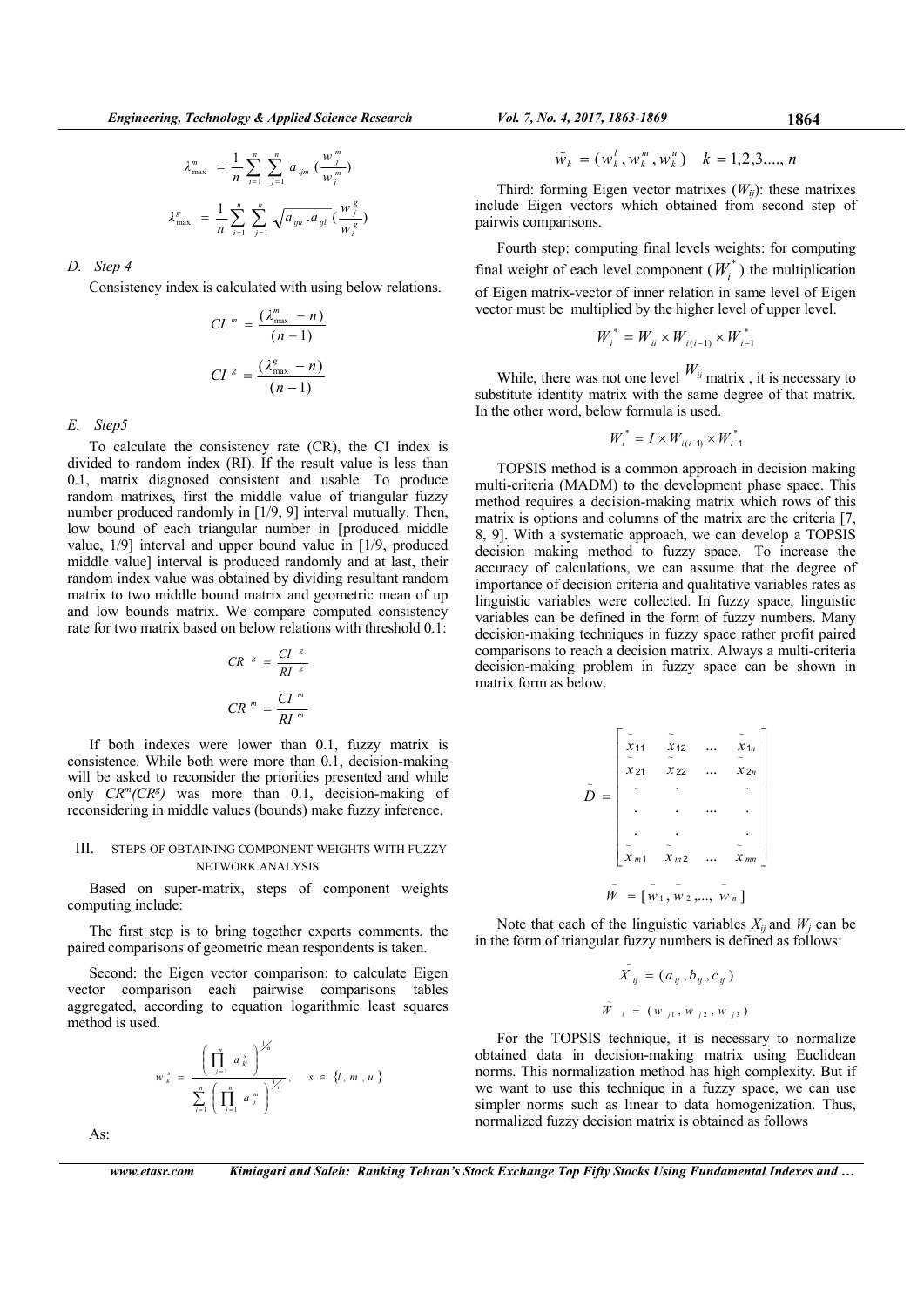$$\lambda_{\max}^{m} = \frac{1}{n}\sum_{i=1}^{n}\sum_{j=1}^{n} a_{ijm}\left(\frac{w_j^m}{w_i^m}\right)$$

$$\lambda_{\max}^{g} = \frac{1}{n}\sum_{i=1}^{n}\sum_{j=1}^{n} \sqrt{a_{iju}.a_{ijl}}\left(\frac{w_j^g}{w_i^g}\right)$$

### D. Step 4

Consistency index is calculated with using below relations.

$$CI^{m} = \frac{(\lambda_{\max}^{m} - n)}{(n-1)}$$

$$CI^{g} = \frac{(\lambda_{\max}^{g} - n)}{(n-1)}$$

### E. Step5

To calculate the consistency rate (CR), the CI index is divided to random index (RI). If the result value is less than 0.1, matrix diagnosed consistent and usable. To produce random matrixes, first the middle value of triangular fuzzy number produced randomly in [1/9, 9] interval mutually. Then, low bound of each triangular number in [produced middle value, 1/9] interval and upper bound value in [1/9, produced middle value] interval is produced randomly and at last, their random index value was obtained by dividing resultant random matrix to two middle bound matrix and geometric mean of up and low bounds matrix. We compare computed consistency rate for two matrix based on below relations with threshold 0.1:

$$CR^{g} = \frac{CI^{g}}{RI^{g}}$$

$$CR^{m} = \frac{CI^{m}}{RI^{m}}$$

If both indexes were lower than 0.1, fuzzy matrix is consistence. While both were more than 0.1, decision-making will be asked to reconsider the priorities presented and while only $CR^m(CR^g)$ was more than 0.1, decision-making of reconsidering in middle values (bounds) make fuzzy inference.

## III. STEPS OF OBTAINING COMPONENT WEIGHTS WITH FUZZY NETWORK ANALYSIS

Based on super-matrix, steps of component weights computing include:

The first step is to bring together experts comments, the paired comparisons of geometric mean respondents is taken.

Second: the Eigen vector comparison: to calculate Eigen vector comparison each pairwise comparisons tables aggregated, according to equation logarithmic least squares method is used.

$$w_k^s = \frac{\left(\prod_{j=1}^{n} a_{kj}^s\right)^{1/n}}{\sum_{i=1}^{n}\left(\prod_{j=1}^{n} a_{ij}^m\right)^{1/n}}, \quad s \in \{l, m, u\}$$

As:

$$\widetilde{w}_k = (w_k^l, w_k^m, w_k^u) \quad k = 1,2,3,\ldots,n$$

Third: forming Eigen vector matrixes ($W_{ij}$): these matrixes include Eigen vectors which obtained from second step of pairwis comparisons.

Fourth step: computing final levels weights: for computing final weight of each level component ($W_i^*$) the multiplication of Eigen matrix-vector of inner relation in same level of Eigen vector must be multiplied by the higher level of upper level.

$$W_i^* = W_{ii} \times W_{i(i-1)} \times W_{i-1}^*$$

While, there was not one level $W_{ii}$ matrix , it is necessary to substitute identity matrix with the same degree of that matrix. In the other word, below formula is used.

$$W_i^* = I \times W_{i(i-1)} \times W_{i-1}^*$$

TOPSIS method is a common approach in decision making multi-criteria (MADM) to the development phase space. This method requires a decision-making matrix which rows of this matrix is options and columns of the matrix are the criteria [7, 8, 9]. With a systematic approach, we can develop a TOPSIS decision making method to fuzzy space. To increase the accuracy of calculations, we can assume that the degree of importance of decision criteria and qualitative variables rates as linguistic variables were collected. In fuzzy space, linguistic variables can be defined in the form of fuzzy numbers. Many decision-making techniques in fuzzy space rather profit paired comparisons to reach a decision matrix. Always a multi-criteria decision-making problem in fuzzy space can be shown in matrix form as below.

$$\tilde{D} = \begin{bmatrix} \tilde{x}_{11} & \tilde{x}_{12} & \ldots & \tilde{x}_{1n} \\ \tilde{x}_{21} & \tilde{x}_{22} & \ldots & \tilde{x}_{2n} \\ . & . & & . \\ . & . & \ldots & . \\ . & . & & . \\ \tilde{x}_{m1} & \tilde{x}_{m2} & \ldots & \tilde{x}_{mn} \end{bmatrix}$$

$$\tilde{W} = [\tilde{w}_1, \tilde{w}_2, \ldots, \tilde{w}_n]$$

Note that each of the linguistic variables $X_{ij}$ and $W_j$ can be in the form of triangular fuzzy numbers is defined as follows:

$$\tilde{X}_{ij} = (a_{ij}, b_{ij}, c_{ij})$$

$$\tilde{W}_j = (w_{j1}, w_{j2}, w_{j3})$$

For the TOPSIS technique, it is necessary to normalize obtained data in decision-making matrix using Euclidean norms. This normalization method has high complexity. But if we want to use this technique in a fuzzy space, we can use simpler norms such as linear to data homogenization. Thus, normalized fuzzy decision matrix is obtained as follows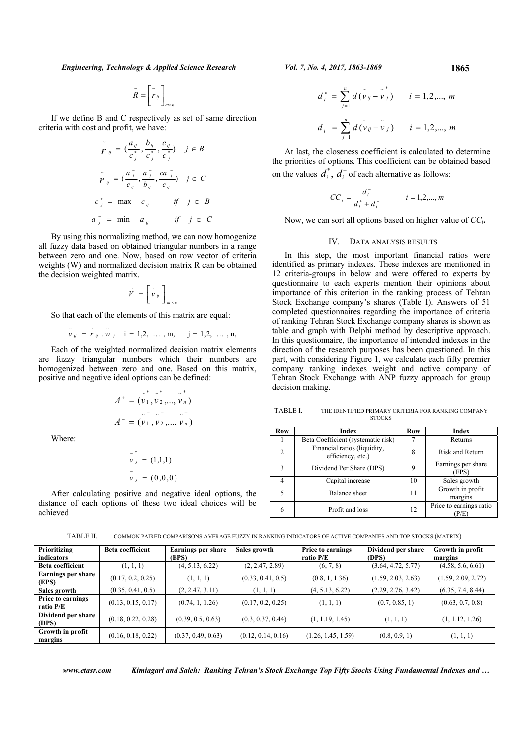$$\tilde{R} = \left[ \tilde{r}_{ij} \right]_{m \times n}$$

If we define B and C respectively as set of same direction criteria with cost and profit, we have:

$$\tilde{r}_{ij} = \left(\frac{a_{ij}}{c_j^*}, \frac{b_{ij}}{c_j^*}, \frac{c_{ij}}{c_j^*}\right) \quad j \in B$$

$$\tilde{r}_{ij} = \left(\frac{a_j^-}{c_{ij}}, \frac{a_j^-}{b_{ij}}, \frac{ca_j^-}{c_{ij}}\right) \quad j \in C$$

$$c_j^* = \max \quad c_{ij} \qquad if \quad j \in B$$

$$a_j^- = \min \quad a_{ij} \qquad if \quad j \in C$$

By using this normalizing method, we can now homogenize all fuzzy data based on obtained triangular numbers in a range between zero and one. Now, based on row vector of criteria weights (W) and normalized decision matrix R can be obtained the decision weighted matrix.

$$\tilde{V} = \left[ \tilde{v}_{ij} \right]_{m \times n}$$

So that each of the elements of this matrix are equal:

$$\tilde{v}_{ij} = \tilde{r}_{ij} \cdot \tilde{w}_j \quad i = 1,2, \ \ldots, m, \quad j = 1,2, \ \ldots, n,$$

Each of the weighted normalized decision matrix elements are fuzzy triangular numbers which their numbers are homogenized between zero and one. Based on this matrix, positive and negative ideal options can be defined:

$$A^+ = (\tilde{v}_1^*, \tilde{v}_2^*, \ldots, \tilde{v}_n^*)$$

$$A^- = (\tilde{v}_1^-, \tilde{v}_2^-, \ldots, \tilde{v}_n^-)$$

Where:

$$\tilde{v}_j^* = (1,1,1)$$

$$\tilde{v}_j^- = (0,0,0)$$

After calculating positive and negative ideal options, the distance of each options of these two ideal choices will be achieved

$$d_i^* = \sum_{j=1}^{n} d(\tilde{v}_{ij} - \tilde{v}_j^*) \qquad i = 1,2,\ldots, m$$

$$d_i^- = \sum_{j=1}^{n} d(\tilde{v}_{ij} - \tilde{v}_j^-) \qquad i = 1,2,\ldots, m$$

At last, the closeness coefficient is calculated to determine the priorities of options. This coefficient can be obtained based on the values $d_i^*$, $d_i^-$ of each alternative as follows:

$$CC_i = \frac{d_i^-}{d_i^* + d_i^-} \qquad i = 1,2,\ldots, m$$

Now, we can sort all options based on higher value of $CC_i$.

## IV. DATA ANALYSIS RESULTS

In this step, the most important financial ratios were identified as primary indexes. These indexes are mentioned in 12 criteria-groups in below and were offered to experts by questionnaire to each experts mention their opinions about importance of this criterion in the ranking process of Tehran Stock Exchange company's shares (Table I). Answers of 51 completed questionnaires regarding the importance of criteria of ranking Tehran Stock Exchange company shares is shown as table and graph with Delphi method by descriptive approach. In this questionnaire, the importance of intended indexes in the direction of the research purposes has been questioned. In this part, with considering Figure 1, we calculate each fifty premier company ranking indexes weight and active company of Tehran Stock Exchange with ANP fuzzy approach for group decision making.

TABLE I. THE IDENTIFIED PRIMARY CRITERIA FOR RANKING COMPANY STOCKS

| Row | Index | Row | Index |
|---|---|---|---|
| 1 | Beta Coefficient (systematic risk) | 7 | Returns |
| 2 | Financial ratios (liquidity, efficiency, etc.) | 8 | Risk and Return |
| 3 | Dividend Per Share (DPS) | 9 | Earnings per share (EPS) |
| 4 | Capital increase | 10 | Sales growth |
| 5 | Balance sheet | 11 | Growth in profit margins |
| 6 | Profit and loss | 12 | Price to earnings ratio (P/E) |

TABLE II. COMMON PAIRED COMPARISONS AVERAGE FUZZY IN RANKING INDICATORS OF ACTIVE COMPANIES AND TOP STOCKS (MATRIX)

| Prioritizing indicators | Beta coefficient | Earnings per share (EPS) | Sales growth | Price to earnings ratio P/E | Dividend per share (DPS) | Growth in profit margins |
|---|---|---|---|---|---|---|
| **Beta coefficient** | (1, 1, 1) | (4, 5.13, 6.22) | (2, 2.47, 2.89) | (6, 7, 8) | (3.64, 4.72, 5.77) | (4.58, 5.6, 6.61) |
| **Earnings per share (EPS)** | (0.17, 0.2, 0.25) | (1, 1, 1) | (0.33, 0.41, 0.5) | (0.8, 1, 1.36) | (1.59, 2.03, 2.63) | (1.59, 2.09, 2.72) |
| **Sales growth** | (0.35, 0.41, 0.5) | (2, 2.47, 3.11) | (1, 1, 1) | (4, 5.13, 6.22) | (2.29, 2.76, 3.42) | (6.35, 7.4, 8.44) |
| **Price to earnings ratio P/E** | (0.13, 0.15, 0.17) | (0.74, 1, 1.26) | (0.17, 0.2, 0.25) | (1, 1, 1) | (0.7, 0.85, 1) | (0.63, 0.7, 0.8) |
| **Dividend per share (DPS)** | (0.18, 0.22, 0.28) | (0.39, 0.5, 0.63) | (0.3, 0.37, 0.44) | (1, 1.19, 1.45) | (1, 1, 1) | (1, 1.12, 1.26) |
| **Growth in profit margins** | (0.16, 0.18, 0.22) | (0.37, 0.49, 0.63) | (0.12, 0.14, 0.16) | (1.26, 1.45, 1.59) | (0.8, 0.9, 1) | (1, 1, 1) |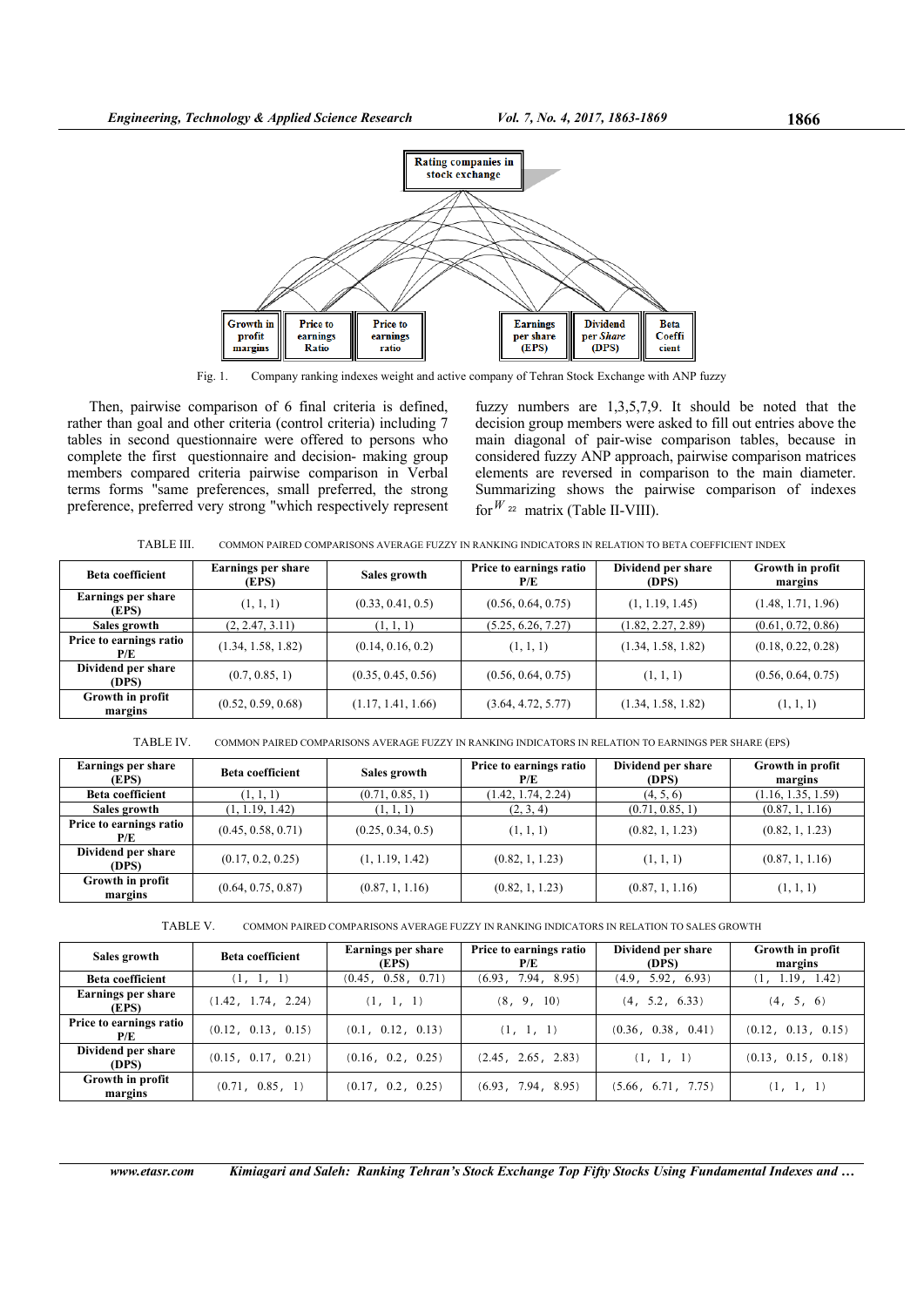Fig. 1. Company ranking indexes weight and active company of Tehran Stock Exchange with ANP fuzzy

Then, pairwise comparison of 6 final criteria is defined, rather than goal and other criteria (control criteria) including 7 tables in second questionnaire were offered to persons who complete the first questionnaire and decision- making group members compared criteria pairwise comparison in Verbal terms forms "same preferences, small preferred, the strong preference, preferred very strong "which respectively represent fuzzy numbers are 1,3,5,7,9. It should be noted that the decision group members were asked to fill out entries above the main diagonal of pair-wise comparison tables, because in considered fuzzy ANP approach, pairwise comparison matrices elements are reversed in comparison to the main diameter. Summarizing shows the pairwise comparison of indexes for $W_{22}$ matrix (Table II-VIII).

TABLE III. COMMON PAIRED COMPARISONS AVERAGE FUZZY IN RANKING INDICATORS IN RELATION TO BETA COEFFICIENT INDEX

| Beta coefficient | Earnings per share (EPS) | Sales growth | Price to earnings ratio P/E | Dividend per share (DPS) | Growth in profit margins |
|---|---|---|---|---|---|
| Earnings per share (EPS) | (1, 1, 1) | (0.33, 0.41, 0.5) | (0.56, 0.64, 0.75) | (1, 1.19, 1.45) | (1.48, 1.71, 1.96) |
| Sales growth | (2, 2.47, 3.11) | (1, 1, 1) | (5.25, 6.26, 7.27) | (1.82, 2.27, 2.89) | (0.61, 0.72, 0.86) |
| Price to earnings ratio P/E | (1.34, 1.58, 1.82) | (0.14, 0.16, 0.2) | (1, 1, 1) | (1.34, 1.58, 1.82) | (0.18, 0.22, 0.28) |
| Dividend per share (DPS) | (0.7, 0.85, 1) | (0.35, 0.45, 0.56) | (0.56, 0.64, 0.75) | (1, 1, 1) | (0.56, 0.64, 0.75) |
| Growth in profit margins | (0.52, 0.59, 0.68) | (1.17, 1.41, 1.66) | (3.64, 4.72, 5.77) | (1.34, 1.58, 1.82) | (1, 1, 1) |

TABLE IV. COMMON PAIRED COMPARISONS AVERAGE FUZZY IN RANKING INDICATORS IN RELATION TO EARNINGS PER SHARE (EPS)

| Earnings per share (EPS) | Beta coefficient | Sales growth | Price to earnings ratio P/E | Dividend per share (DPS) | Growth in profit margins |
|---|---|---|---|---|---|
| Beta coefficient | (1, 1, 1) | (0.71, 0.85, 1) | (1.42, 1.74, 2.24) | (4, 5, 6) | (1.16, 1.35, 1.59) |
| Sales growth | (1, 1.19, 1.42) | (1, 1, 1) | (2, 3, 4) | (0.71, 0.85, 1) | (0.87, 1, 1.16) |
| Price to earnings ratio P/E | (0.45, 0.58, 0.71) | (0.25, 0.34, 0.5) | (1, 1, 1) | (0.82, 1, 1.23) | (0.82, 1, 1.23) |
| Dividend per share (DPS) | (0.17, 0.2, 0.25) | (1, 1.19, 1.42) | (0.82, 1, 1.23) | (1, 1, 1) | (0.87, 1, 1.16) |
| Growth in profit margins | (0.64, 0.75, 0.87) | (0.87, 1, 1.16) | (0.82, 1, 1.23) | (0.87, 1, 1.16) | (1, 1, 1) |

TABLE V. COMMON PAIRED COMPARISONS AVERAGE FUZZY IN RANKING INDICATORS IN RELATION TO SALES GROWTH

| Sales growth | Beta coefficient | Earnings per share (EPS) | Price to earnings ratio P/E | Dividend per share (DPS) | Growth in profit margins |
|---|---|---|---|---|---|
| Beta coefficient | (1, 1, 1) | (0.45, 0.58, 0.71) | (6.93, 7.94, 8.95) | (4.9, 5.92, 6.93) | (1, 1.19, 1.42) |
| Earnings per share (EPS) | (1.42, 1.74, 2.24) | (1, 1, 1) | (8, 9, 10) | (4, 5.2, 6.33) | (4, 5, 6) |
| Price to earnings ratio P/E | (0.12, 0.13, 0.15) | (0.1, 0.12, 0.13) | (1, 1, 1) | (0.36, 0.38, 0.41) | (0.12, 0.13, 0.15) |
| Dividend per share (DPS) | (0.15, 0.17, 0.21) | (0.16, 0.2, 0.25) | (2.45, 2.65, 2.83) | (1, 1, 1) | (0.13, 0.15, 0.18) |
| Growth in profit margins | (0.71, 0.85, 1) | (0.17, 0.2, 0.25) | (6.93, 7.94, 8.95) | (5.66, 6.71, 7.75) | (1, 1, 1) |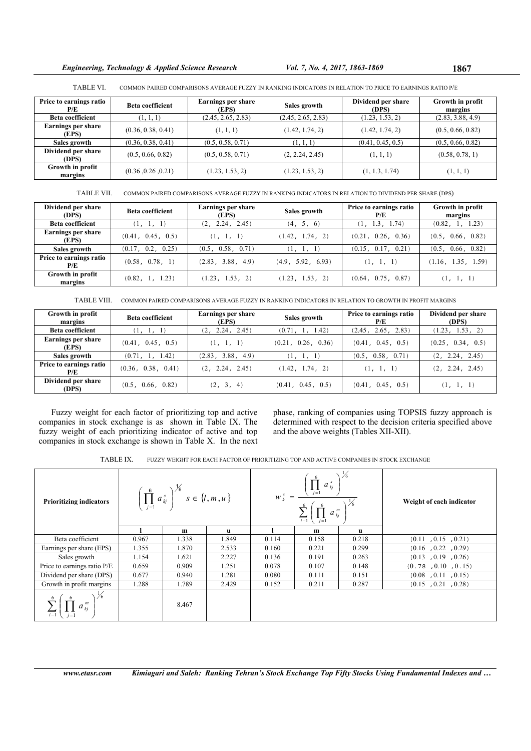TABLE VI. COMMON PAIRED COMPARISONS AVERAGE FUZZY IN RANKING INDICATORS IN RELATION TO PRICE TO EARNINGS RATIO P/E

| Price to earnings ratio P/E | Beta coefficient | Earnings per share (EPS) | Sales growth | Dividend per share (DPS) | Growth in profit margins |
|---|---|---|---|---|---|
| Beta coefficient | (1, 1, 1) | (2.45, 2.65, 2.83) | (2.45, 2.65, 2.83) | (1.23, 1.53, 2) | (2.83, 3.88, 4.9) |
| Earnings per share (EPS) | (0.36, 0.38, 0.41) | (1, 1, 1) | (1.42, 1.74, 2) | (1.42, 1.74, 2) | (0.5, 0.66, 0.82) |
| Sales growth | (0.36, 0.38, 0.41) | (0.5, 0.58, 0.71) | (1, 1, 1) | (0.41, 0.45, 0.5) | (0.5, 0.66, 0.82) |
| Dividend per share (DPS) | (0.5, 0.66, 0.82) | (0.5, 0.58, 0.71) | (2, 2.24, 2.45) | (1, 1, 1) | (0.58, 0.78, 1) |
| Growth in profit margins | (0.36 ,0.26 ,0.21) | (1.23, 1.53, 2) | (1.23, 1.53, 2) | (1, 1.3, 1.74) | (1, 1, 1) |

TABLE VII. COMMON PAIRED COMPARISONS AVERAGE FUZZY IN RANKING INDICATORS IN RELATION TO DIVIDEND PER SHARE (DPS)

| Dividend per share (DPS) | Beta coefficient | Earnings per share (EPS) | Sales growth | Price to earnings ratio P/E | Growth in profit margins |
|---|---|---|---|---|---|
| Beta coefficient | (1, 1, 1) | (2, 2.24, 2.45) | (4, 5, 6) | (1, 1.3, 1.74) | (0.82, 1, 1.23) |
| Earnings per share (EPS) | (0.41, 0.45, 0.5) | (1, 1, 1) | (1.42, 1.74, 2) | (0.21, 0.26, 0.36) | (0.5, 0.66, 0.82) |
| Sales growth | (0.17, 0.2, 0.25) | (0.5, 0.58, 0.71) | (1, 1, 1) | (0.15, 0.17, 0.21) | (0.5, 0.66, 0.82) |
| Price to earnings ratio P/E | (0.58, 0.78, 1) | (2.83, 3.88, 4.9) | (4.9, 5.92, 6.93) | (1, 1, 1) | (1.16, 1.35, 1.59) |
| Growth in profit margins | (0.82, 1, 1.23) | (1.23, 1.53, 2) | (1.23, 1.53, 2) | (0.64, 0.75, 0.87) | (1, 1, 1) |

TABLE VIII. COMMON PAIRED COMPARISONS AVERAGE FUZZY IN RANKING INDICATORS IN RELATION TO GROWTH IN PROFIT MARGINS

| Growth in profit margins | Beta coefficient | Earnings per share (EPS) | Sales growth | Price to earnings ratio P/E | Dividend per share (DPS) |
|---|---|---|---|---|---|
| Beta coefficient | (1, 1, 1) | (2, 2.24, 2.45) | (0.71, 1, 1.42) | (2.45, 2.65, 2.83) | (1.23, 1.53, 2) |
| Earnings per share (EPS) | (0.41, 0.45, 0.5) | (1, 1, 1) | (0.21, 0.26, 0.36) | (0.41, 0.45, 0.5) | (0.25, 0.34, 0.5) |
| Sales growth | (0.71, 1, 1.42) | (2.83, 3.88, 4.9) | (1, 1, 1) | (0.5, 0.58, 0.71) | (2, 2.24, 2.45) |
| Price to earnings ratio P/E | (0.36, 0.38, 0.41) | (2, 2.24, 2.45) | (1.42, 1.74, 2) | (1, 1, 1) | (2, 2.24, 2.45) |
| Dividend per share (DPS) | (0.5, 0.66, 0.82) | (2, 3, 4) | (0.41, 0.45, 0.5) | (0.41, 0.45, 0.5) | (1, 1, 1) |

Fuzzy weight for each factor of prioritizing top and active companies in stock exchange is as shown in Table IX. The fuzzy weight of each prioritizing indicator of active and top companies in stock exchange is shown in Table X. In the next phase, ranking of companies using TOPSIS fuzzy approach is determined with respect to the decision criteria specified above and the above weights (Tables XII-XII).

TABLE IX. FUZZY WEIGHT FOR EACH FACTOR OF PRIORITIZING TOP AND ACTIVE COMPANIES IN STOCK EXCHANGE

| Prioritizing indicators | $\left(\prod_{j=1}^{6} a_{kj}^{s}\right)^{1/6} \quad s \in \{l, m, u\}$ | | | $w_k^s = \dfrac{\left(\prod_{j=1}^{6} a_{kj}^{s}\right)^{1/6}}{\sum_{i=1}^{6}\left(\prod_{j=1}^{6} a_{kj}^{m}\right)^{1/6}}$ | | | Weight of each indicator |
|---|---|---|---|---|---|---|---|
| | l | m | u | l | m | u | |
| Beta coefficient | 0.967 | 1.338 | 1.849 | 0.114 | 0.158 | 0.218 | (0.11 ,0.15 ,0.21) |
| Earnings per share (EPS) | 1.355 | 1.870 | 2.533 | 0.160 | 0.221 | 0.299 | (0.16 ,0.22 ,0.29) |
| Sales growth | 1.154 | 1.621 | 2.227 | 0.136 | 0.191 | 0.263 | (0.13 ,0.19 ,0.26) |
| Price to earnings ratio P/E | 0.659 | 0.909 | 1.251 | 0.078 | 0.107 | 0.148 | (0.78 ,0.10 ,0.15) |
| Dividend per share (DPS) | 0.677 | 0.940 | 1.281 | 0.080 | 0.111 | 0.151 | (0.08 ,0.11 ,0.15) |
| Growth in profit margins | 1.288 | 1.789 | 2.429 | 0.152 | 0.211 | 0.287 | (0.15 ,0.21 ,0.28) |
| $\sum_{i=1}^{6}\left(\prod_{j=1}^{6} a_{kj}^{m}\right)^{1/6}$ | | 8.467 | | | | | |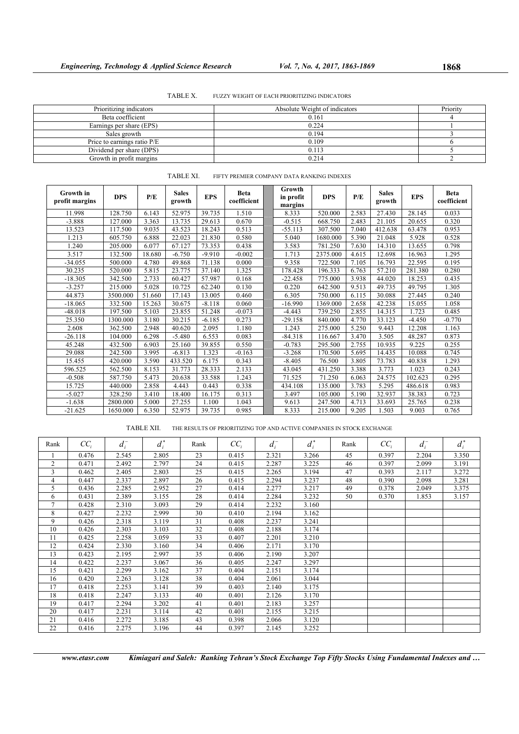TABLE X. FUZZY WEIGHT OF EACH PRIORITIZING INDICATORS

| Prioritizing indicators | Absolute Weight of indicators | Priority |
|---|---|---|
| Beta coefficient | 0.161 | 4 |
| Earnings per share (EPS) | 0.224 | 1 |
| Sales growth | 0.194 | 3 |
| Price to earnings ratio P/E | 0.109 | 6 |
| Dividend per share (DPS) | 0.113 | 5 |
| Growth in profit margins | 0.214 | 2 |

TABLE XI. FIFTY PREMIER COMPANY DATA RANKING INDEXES

| Growth in profit margins | DPS | P/E | Sales growth | EPS | Beta coefficient | Growth in profit margins | DPS | P/E | Sales growth | EPS | Beta coefficient |
|---|---|---|---|---|---|---|---|---|---|---|---|
| 11.998 | 128.750 | 6.143 | 52.975 | 39.735 | 1.510 | 8.333 | 520.000 | 2.583 | 27.430 | 28.145 | 0.033 |
| -3.888 | 127.000 | 3.363 | 13.735 | 29.613 | 0.670 | -0.515 | 668.750 | 2.483 | 21.105 | 20.655 | 0.320 |
| 13.523 | 117.500 | 9.035 | 43.523 | 18.243 | 0.513 | -55.113 | 307.500 | 7.040 | 412.638 | 63.478 | 0.953 |
| 1.213 | 605.750 | 6.888 | 22.023 | 21.830 | 0.580 | 5.040 | 1680.000 | 5.390 | 21.048 | 5.928 | 0.528 |
| 1.240 | 205.000 | 6.077 | 67.127 | 73.353 | 0.438 | 3.583 | 781.250 | 7.630 | 14.310 | 13.655 | 0.798 |
| 3.517 | 132.500 | 18.680 | -6.750 | -9.910 | -0.002 | 1.713 | 2375.000 | 4.615 | 12.698 | 16.963 | 1.295 |
| -34.055 | 500.000 | 4.780 | 49.868 | 71.138 | 0.000 | 9.358 | 722.500 | 7.105 | 16.793 | 22.595 | 0.195 |
| 30.235 | 520.000 | 5.815 | 23.775 | 37.140 | 1.325 | 178.428 | 196.333 | 6.763 | 57.210 | 281.380 | 0.280 |
| -18.305 | 342.500 | 2.733 | 60.427 | 57.987 | 0.168 | -22.458 | 775.000 | 3.938 | 44.020 | 18.253 | 0.435 |
| -3.257 | 215.000 | 5.028 | 10.725 | 62.240 | 0.130 | 0.220 | 642.500 | 9.513 | 49.735 | 49.795 | 1.305 |
| 44.873 | 3500.000 | 51.660 | 17.143 | 13.005 | 0.460 | 6.305 | 750.000 | 6.115 | 30.088 | 27.445 | 0.240 |
| -18.065 | 332.500 | 15.263 | 30.675 | -8.118 | 0.060 | -16.990 | 1369.000 | 2.658 | 42.238 | 15.055 | 1.058 |
| -48.018 | 197.500 | 5.103 | 23.855 | 51.248 | -0.073 | -4.443 | 739.250 | 2.855 | 14.315 | 1.723 | 0.485 |
| 25.350 | 1300.000 | 3.180 | 30.215 | -6.185 | 0.273 | -29.158 | 840.000 | 4.770 | 33.123 | -4.450 | -0.770 |
| 2.608 | 362.500 | 2.948 | 40.620 | 2.095 | 1.180 | 1.243 | 275.000 | 5.250 | 9.443 | 12.208 | 1.163 |
| -26.118 | 104.000 | 6.298 | -5.480 | 6.553 | 0.083 | -84.318 | 116.667 | 3.470 | 3.505 | 48.287 | 0.873 |
| 45.248 | 432.500 | 6.903 | 25.160 | 39.855 | 0.550 | -0.783 | 295.500 | 2.755 | 10.935 | 9.225 | 0.255 |
| 29.088 | 242.500 | 3.995 | -6.813 | 1.323 | -0.163 | -3.268 | 170.500 | 5.695 | 14.435 | 10.088 | 0.745 |
| 15.455 | 420.000 | 3.590 | 433.520 | 6.175 | 0.343 | -8.405 | 76.500 | 3.805 | 73.783 | 40.838 | 1.293 |
| 596.525 | 562.500 | 8.153 | 31.773 | 28.333 | 2.133 | 43.045 | 431.250 | 3.388 | 3.773 | 1.023 | 0.243 |
| -0.508 | 587.750 | 5.473 | 20.638 | 33.588 | 1.243 | 71.525 | 71.250 | 6.063 | 24.575 | 102.623 | 0.295 |
| 15.725 | 440.000 | 2.858 | 4.443 | 0.443 | 0.338 | 434.108 | 135.000 | 3.783 | 5.295 | 486.618 | 0.983 |
| -5.027 | 328.250 | 3.410 | 18.400 | 16.175 | 0.313 | 3.497 | 105.000 | 5.190 | 32.937 | 38.383 | 0.723 |
| -1.638 | 2800.000 | 5.000 | 27.255 | 1.100 | 1.043 | 9.613 | 247.500 | 4.713 | 33.693 | 25.765 | 0.238 |
| -21.625 | 1650.000 | 6.350 | 52.975 | 39.735 | 0.985 | 8.333 | 215.000 | 9.205 | 1.503 | 9.003 | 0.765 |

TABLE XII. THE RESULTS OF PRIORITIZING TOP AND ACTIVE COMPANIES IN STOCK EXCHANGE

| Rank | $CC_i$ | $d_i^-$ | $d_i^*$ | Rank | $CC_i$ | $d_i^-$ | $d_i^*$ | Rank | $CC_i$ | $d_i^-$ | $d_i^*$ |
|---|---|---|---|---|---|---|---|---|---|---|---|
| 1 | 0.476 | 2.545 | 2.805 | 23 | 0.415 | 2.321 | 3.266 | 45 | 0.397 | 2.204 | 3.350 |
| 2 | 0.471 | 2.492 | 2.797 | 24 | 0.415 | 2.287 | 3.225 | 46 | 0.397 | 2.099 | 3.191 |
| 3 | 0.462 | 2.405 | 2.803 | 25 | 0.415 | 2.265 | 3.194 | 47 | 0.393 | 2.117 | 3.272 |
| 4 | 0.447 | 2.337 | 2.897 | 26 | 0.415 | 2.294 | 3.237 | 48 | 0.390 | 2.098 | 3.281 |
| 5 | 0.436 | 2.285 | 2.952 | 27 | 0.414 | 2.277 | 3.217 | 49 | 0.378 | 2.049 | 3.375 |
| 6 | 0.431 | 2.389 | 3.155 | 28 | 0.414 | 2.284 | 3.232 | 50 | 0.370 | 1.853 | 3.157 |
| 7 | 0.428 | 2.310 | 3.093 | 29 | 0.414 | 2.232 | 3.160 | | | | |
| 8 | 0.427 | 2.232 | 2.999 | 30 | 0.410 | 2.194 | 3.162 | | | | |
| 9 | 0.426 | 2.318 | 3.119 | 31 | 0.408 | 2.237 | 3.241 | | | | |
| 10 | 0.426 | 2.303 | 3.103 | 32 | 0.408 | 2.188 | 3.174 | | | | |
| 11 | 0.425 | 2.258 | 3.059 | 33 | 0.407 | 2.201 | 3.210 | | | | |
| 12 | 0.424 | 2.330 | 3.160 | 34 | 0.406 | 2.171 | 3.170 | | | | |
| 13 | 0.423 | 2.195 | 2.997 | 35 | 0.406 | 2.190 | 3.207 | | | | |
| 14 | 0.422 | 2.237 | 3.067 | 36 | 0.405 | 2.247 | 3.297 | | | | |
| 15 | 0.421 | 2.299 | 3.162 | 37 | 0.404 | 2.151 | 3.174 | | | | |
| 16 | 0.420 | 2.263 | 3.128 | 38 | 0.404 | 2.061 | 3.044 | | | | |
| 17 | 0.418 | 2.253 | 3.141 | 39 | 0.403 | 2.140 | 3.175 | | | | |
| 18 | 0.418 | 2.247 | 3.133 | 40 | 0.401 | 2.126 | 3.170 | | | | |
| 19 | 0.417 | 2.294 | 3.202 | 41 | 0.401 | 2.183 | 3.257 | | | | |
| 20 | 0.417 | 2.231 | 3.114 | 42 | 0.401 | 2.155 | 3.215 | | | | |
| 21 | 0.416 | 2.272 | 3.185 | 43 | 0.398 | 2.066 | 3.120 | | | | |
| 22 | 0.416 | 2.275 | 3.196 | 44 | 0.397 | 2.145 | 3.252 | | | | |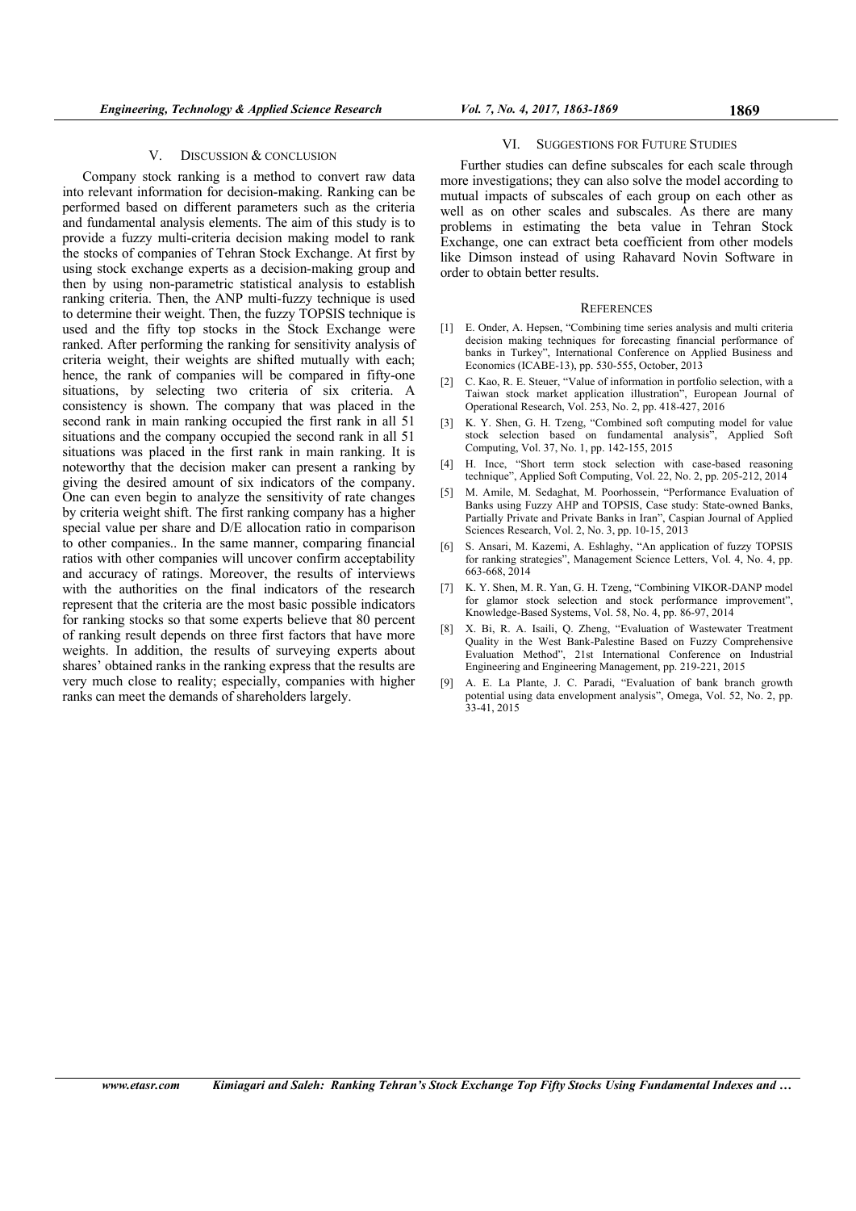## V. DISCUSSION & CONCLUSION

Company stock ranking is a method to convert raw data into relevant information for decision-making. Ranking can be performed based on different parameters such as the criteria and fundamental analysis elements. The aim of this study is to provide a fuzzy multi-criteria decision making model to rank the stocks of companies of Tehran Stock Exchange. At first by using stock exchange experts as a decision-making group and then by using non-parametric statistical analysis to establish ranking criteria. Then, the ANP multi-fuzzy technique is used to determine their weight. Then, the fuzzy TOPSIS technique is used and the fifty top stocks in the Stock Exchange were ranked. After performing the ranking for sensitivity analysis of criteria weight, their weights are shifted mutually with each; hence, the rank of companies will be compared in fifty-one situations, by selecting two criteria of six criteria. A consistency is shown. The company that was placed in the second rank in main ranking occupied the first rank in all 51 situations and the company occupied the second rank in all 51 situations was placed in the first rank in main ranking. It is noteworthy that the decision maker can present a ranking by giving the desired amount of six indicators of the company. One can even begin to analyze the sensitivity of rate changes by criteria weight shift. The first ranking company has a higher special value per share and D/E allocation ratio in comparison to other companies.. In the same manner, comparing financial ratios with other companies will uncover confirm acceptability and accuracy of ratings. Moreover, the results of interviews with the authorities on the final indicators of the research represent that the criteria are the most basic possible indicators for ranking stocks so that some experts believe that 80 percent of ranking result depends on three first factors that have more weights. In addition, the results of surveying experts about shares' obtained ranks in the ranking express that the results are very much close to reality; especially, companies with higher ranks can meet the demands of shareholders largely.

## VI. SUGGESTIONS FOR FUTURE STUDIES

Further studies can define subscales for each scale through more investigations; they can also solve the model according to mutual impacts of subscales of each group on each other as well as on other scales and subscales. As there are many problems in estimating the beta value in Tehran Stock Exchange, one can extract beta coefficient from other models like Dimson instead of using Rahavard Novin Software in order to obtain better results.

## REFERENCES

[1] E. Onder, A. Hepsen, "Combining time series analysis and multi criteria decision making techniques for forecasting financial performance of banks in Turkey", International Conference on Applied Business and Economics (ICABE-13), pp. 530-555, October, 2013

[2] C. Kao, R. E. Steuer, "Value of information in portfolio selection, with a Taiwan stock market application illustration", European Journal of Operational Research, Vol. 253, No. 2, pp. 418-427, 2016

[3] K. Y. Shen, G. H. Tzeng, "Combined soft computing model for value stock selection based on fundamental analysis", Applied Soft Computing, Vol. 37, No. 1, pp. 142-155, 2015

[4] H. Ince, "Short term stock selection with case-based reasoning technique", Applied Soft Computing, Vol. 22, No. 2, pp. 205-212, 2014

[5] M. Amile, M. Sedaghat, M. Poorhossein, "Performance Evaluation of Banks using Fuzzy AHP and TOPSIS, Case study: State-owned Banks, Partially Private and Private Banks in Iran", Caspian Journal of Applied Sciences Research, Vol. 2, No. 3, pp. 10-15, 2013

[6] S. Ansari, M. Kazemi, A. Eshlaghy, "An application of fuzzy TOPSIS for ranking strategies", Management Science Letters, Vol. 4, No. 4, pp. 663-668, 2014

[7] K. Y. Shen, M. R. Yan, G. H. Tzeng, "Combining VIKOR-DANP model for glamor stock selection and stock performance improvement", Knowledge-Based Systems, Vol. 58, No. 4, pp. 86-97, 2014

[8] X. Bi, R. A. Isaili, Q. Zheng, "Evaluation of Wastewater Treatment Quality in the West Bank-Palestine Based on Fuzzy Comprehensive Evaluation Method", 21st International Conference on Industrial Engineering and Engineering Management, pp. 219-221, 2015

[9] A. E. La Plante, J. C. Paradi, "Evaluation of bank branch growth potential using data envelopment analysis", Omega, Vol. 52, No. 2, pp. 33-41, 2015